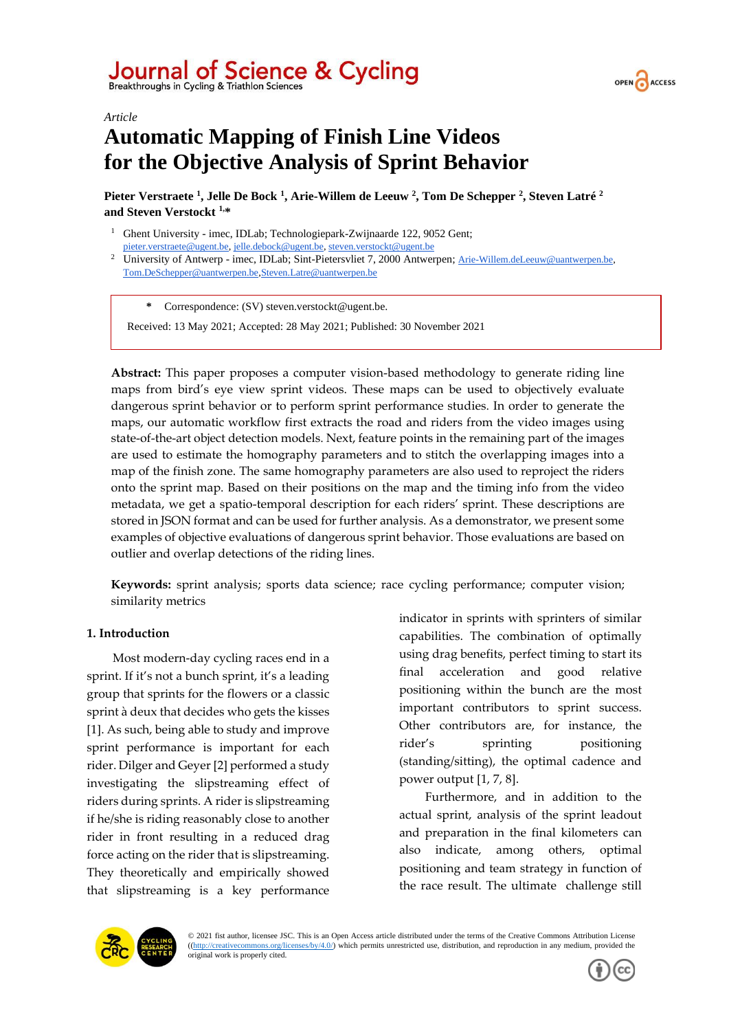*Article*

# Automatic Mapping of Finish Line Videos for the Objective Analysis of Sprint Behavior

**Pieter Verstraete [1], Jelle De Bock [1], Arie-Willem de Leeuw [2], Tom De Schepper [2], Steven Latré [2] and Steven Verstockt [1,*]**

[1] Ghent University - imec, IDLab; Technologiepark-Zwijnaarde 122, 9052 Gent; pieter.verstraete@ugent.be, jelle.debock@ugent.be, steven.verstockt@ugent.be

[2] University of Antwerp - imec, IDLab; Sint-Pietersvliet 7, 2000 Antwerpen; Arie-Willem.deLeeuw@uantwerpen.be, Tom.DeSchepper@uantwerpen.be, Steven.Latre@uantwerpen.be

\* Correspondence: (SV) steven.verstockt@ugent.be.

Received: 13 May 2021; Accepted: 28 May 2021; Published: 30 November 2021

**Abstract:** This paper proposes a computer vision-based methodology to generate riding line maps from bird's eye view sprint videos. These maps can be used to objectively evaluate dangerous sprint behavior or to perform sprint performance studies. In order to generate the maps, our automatic workflow first extracts the road and riders from the video images using state-of-the-art object detection models. Next, feature points in the remaining part of the images are used to estimate the homography parameters and to stitch the overlapping images into a map of the finish zone. The same homography parameters are also used to reproject the riders onto the sprint map. Based on their positions on the map and the timing info from the video metadata, we get a spatio-temporal description for each riders' sprint. These descriptions are stored in JSON format and can be used for further analysis. As a demonstrator, we present some examples of objective evaluations of dangerous sprint behavior. Those evaluations are based on outlier and overlap detections of the riding lines.

**Keywords:** sprint analysis; sports data science; race cycling performance; computer vision; similarity metrics

## 1. Introduction

Most modern-day cycling races end in a sprint. If it's not a bunch sprint, it's a leading group that sprints for the flowers or a classic sprint à deux that decides who gets the kisses [1]. As such, being able to study and improve sprint performance is important for each rider. Dilger and Geyer [2] performed a study investigating the slipstreaming effect of riders during sprints. A rider is slipstreaming if he/she is riding reasonably close to another rider in front resulting in a reduced drag force acting on the rider that is slipstreaming. They theoretically and empirically showed that slipstreaming is a key performance indicator in sprints with sprinters of similar capabilities. The combination of optimally using drag benefits, perfect timing to start its final acceleration and good relative positioning within the bunch are the most important contributors to sprint success. Other contributors are, for instance, the rider's sprinting positioning (standing/sitting), the optimal cadence and power output [1, 7, 8].

Furthermore, and in addition to the actual sprint, analysis of the sprint leadout and preparation in the final kilometers can also indicate, among others, optimal positioning and team strategy in function of the race result. The ultimate challenge still

© 2021 fist author, licensee JSC. This is an Open Access article distributed under the terms of the Creative Commons Attribution License ((http://creativecommons.org/licenses/by/4.0/) which permits unrestricted use, distribution, and reproduction in any medium, provided the original work is properly cited.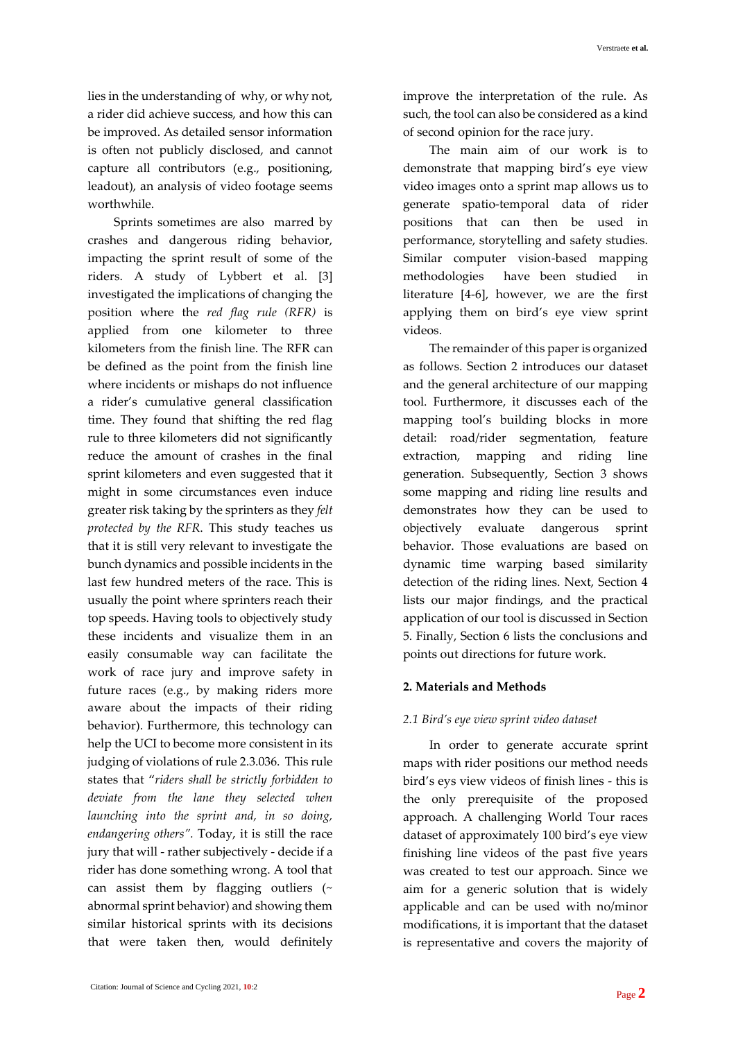lies in the understanding of why, or why not, a rider did achieve success, and how this can be improved. As detailed sensor information is often not publicly disclosed, and cannot capture all contributors (e.g., positioning, leadout), an analysis of video footage seems worthwhile.

Sprints sometimes are also marred by crashes and dangerous riding behavior, impacting the sprint result of some of the riders. A study of Lybbert et al. [3] investigated the implications of changing the position where the *red flag rule (RFR)* is applied from one kilometer to three kilometers from the finish line. The RFR can be defined as the point from the finish line where incidents or mishaps do not influence a rider's cumulative general classification time. They found that shifting the red flag rule to three kilometers did not significantly reduce the amount of crashes in the final sprint kilometers and even suggested that it might in some circumstances even induce greater risk taking by the sprinters as they *felt protected by the RFR*. This study teaches us that it is still very relevant to investigate the bunch dynamics and possible incidents in the last few hundred meters of the race. This is usually the point where sprinters reach their top speeds. Having tools to objectively study these incidents and visualize them in an easily consumable way can facilitate the work of race jury and improve safety in future races (e.g., by making riders more aware about the impacts of their riding behavior). Furthermore, this technology can help the UCI to become more consistent in its judging of violations of rule 2.3.036. This rule states that "*riders shall be strictly forbidden to deviate from the lane they selected when launching into the sprint and, in so doing, endangering others".* Today, it is still the race jury that will - rather subjectively - decide if a rider has done something wrong. A tool that can assist them by flagging outliers (~ abnormal sprint behavior) and showing them similar historical sprints with its decisions that were taken then, would definitely improve the interpretation of the rule. As such, the tool can also be considered as a kind of second opinion for the race jury.

The main aim of our work is to demonstrate that mapping bird's eye view video images onto a sprint map allows us to generate spatio-temporal data of rider positions that can then be used in performance, storytelling and safety studies. Similar computer vision-based mapping methodologies have been studied in literature [4-6], however, we are the first applying them on bird's eye view sprint videos.

The remainder of this paper is organized as follows. Section 2 introduces our dataset and the general architecture of our mapping tool. Furthermore, it discusses each of the mapping tool's building blocks in more detail: road/rider segmentation, feature extraction, mapping and riding line generation. Subsequently, Section 3 shows some mapping and riding line results and demonstrates how they can be used to objectively evaluate dangerous sprint behavior. Those evaluations are based on dynamic time warping based similarity detection of the riding lines. Next, Section 4 lists our major findings, and the practical application of our tool is discussed in Section 5. Finally, Section 6 lists the conclusions and points out directions for future work.

## 2. Materials and Methods

### *2.1 Bird's eye view sprint video dataset*

In order to generate accurate sprint maps with rider positions our method needs bird's eys view videos of finish lines - this is the only prerequisite of the proposed approach. A challenging World Tour races dataset of approximately 100 bird's eye view finishing line videos of the past five years was created to test our approach. Since we aim for a generic solution that is widely applicable and can be used with no/minor modifications, it is important that the dataset is representative and covers the majority of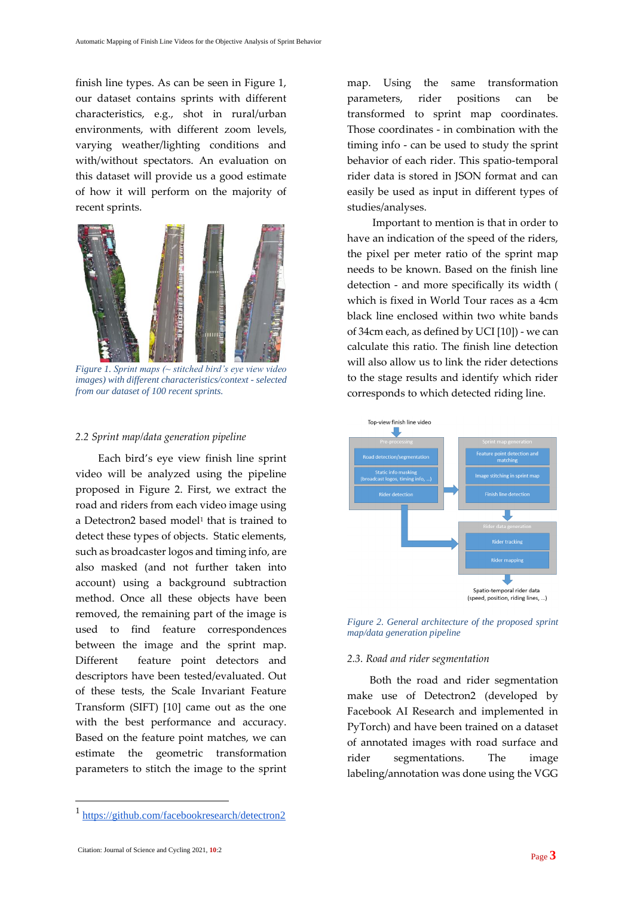finish line types. As can be seen in Figure 1, our dataset contains sprints with different characteristics, e.g., shot in rural/urban environments, with different zoom levels, varying weather/lighting conditions and with/without spectators. An evaluation on this dataset will provide us a good estimate of how it will perform on the majority of recent sprints.

*Figure 1. Sprint maps (~ stitched bird's eye view video images) with different characteristics/context - selected from our dataset of 100 recent sprints.*

### 2.2 Sprint map/data generation pipeline

Each bird's eye view finish line sprint video will be analyzed using the pipeline proposed in Figure 2. First, we extract the road and riders from each video image using a Detectron2 based model[1] that is trained to detect these types of objects. Static elements, such as broadcaster logos and timing info, are also masked (and not further taken into account) using a background subtraction method. Once all these objects have been removed, the remaining part of the image is used to find feature correspondences between the image and the sprint map. Different feature point detectors and descriptors have been tested/evaluated. Out of these tests, the Scale Invariant Feature Transform (SIFT) [10] came out as the one with the best performance and accuracy. Based on the feature point matches, we can estimate the geometric transformation parameters to stitch the image to the sprint map. Using the same transformation parameters, rider positions can be transformed to sprint map coordinates. Those coordinates - in combination with the timing info - can be used to study the sprint behavior of each rider. This spatio-temporal rider data is stored in JSON format and can easily be used as input in different types of studies/analyses.

Important to mention is that in order to have an indication of the speed of the riders, the pixel per meter ratio of the sprint map needs to be known. Based on the finish line detection - and more specifically its width ( which is fixed in World Tour races as a 4cm black line enclosed within two white bands of 34cm each, as defined by UCI [10]) - we can calculate this ratio. The finish line detection will also allow us to link the rider detections to the stage results and identify which rider corresponds to which detected riding line.

Top-view finish line video

Pre-processing: Road detection/segmentation; Static info masking (broadcast logos, timing info, ...); Rider detection

Sprint map generation: Feature point detection and matching; Image stitching in sprint map; Finish line detection

Rider data generation: Rider tracking; Rider mapping

Spatio-temporal rider data (speed, position, riding lines, ...)

*Figure 2. General architecture of the proposed sprint map/data generation pipeline*

### 2.3. Road and rider segmentation

Both the road and rider segmentation make use of Detectron2 (developed by Facebook AI Research and implemented in PyTorch) and have been trained on a dataset of annotated images with road surface and rider segmentations. The image labeling/annotation was done using the VGG

---

[1] https://github.com/facebookresearch/detectron2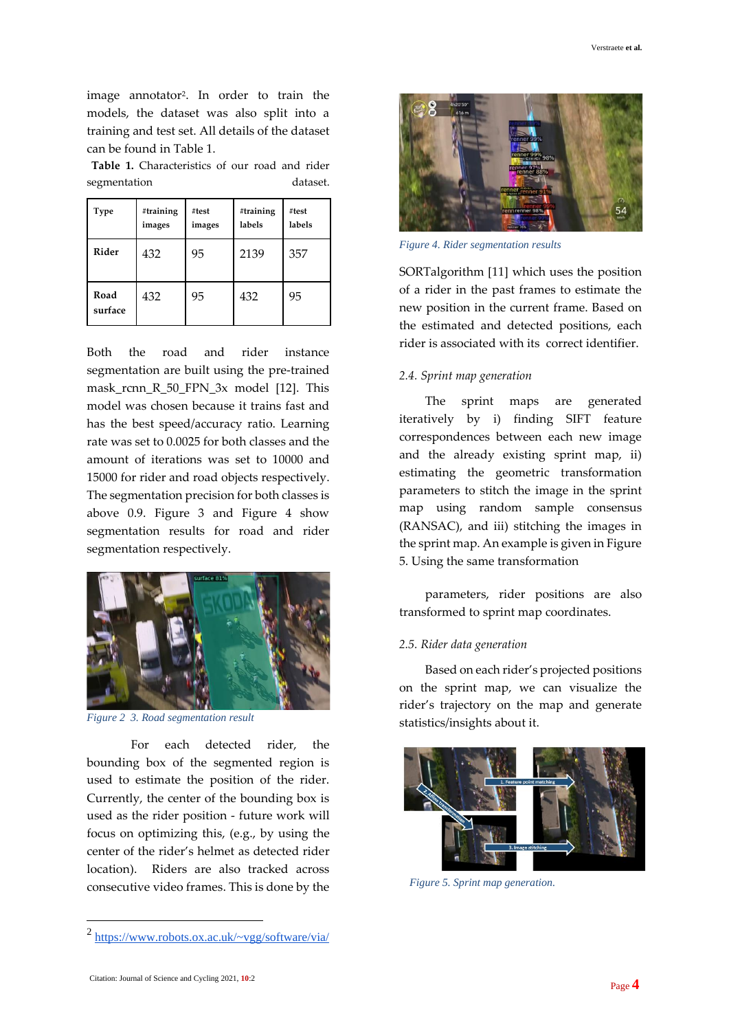image annotator[2]. In order to train the models, the dataset was also split into a training and test set. All details of the dataset can be found in Table 1.

**Table 1.** Characteristics of our road and rider segmentation dataset.

| Type | #training images | #test images | #training labels | #test labels |
|---|---|---|---|---|
| **Rider** | 432 | 95 | 2139 | 357 |
| **Road surface** | 432 | 95 | 432 | 95 |

Both the road and rider instance segmentation are built using the pre-trained mask_rcnn_R_50_FPN_3x model [12]. This model was chosen because it trains fast and has the best speed/accuracy ratio. Learning rate was set to 0.0025 for both classes and the amount of iterations was set to 10000 and 15000 for rider and road objects respectively. The segmentation precision for both classes is above 0.9. Figure 3 and Figure 4 show segmentation results for road and rider segmentation respectively.

*Figure 2 3. Road segmentation result*

For each detected rider, the bounding box of the segmented region is used to estimate the position of the rider. Currently, the center of the bounding box is used as the rider position - future work will focus on optimizing this, (e.g., by using the center of the rider's helmet as detected rider location). Riders are also tracked across consecutive video frames. This is done by the SORTalgorithm [11] which uses the position of a rider in the past frames to estimate the new position in the current frame. Based on the estimated and detected positions, each rider is associated with its correct identifier.

*Figure 4. Rider segmentation results*

### 2.4. Sprint map generation

The sprint maps are generated iteratively by i) finding SIFT feature correspondences between each new image and the already existing sprint map, ii) estimating the geometric transformation parameters to stitch the image in the sprint map using random sample consensus (RANSAC), and iii) stitching the images in the sprint map. An example is given in Figure 5. Using the same transformation

parameters, rider positions are also transformed to sprint map coordinates.

### 2.5. Rider data generation

Based on each rider's projected positions on the sprint map, we can visualize the rider's trajectory on the map and generate statistics/insights about it.

*Figure 5. Sprint map generation.*

[2] https://www.robots.ox.ac.uk/~vgg/software/via/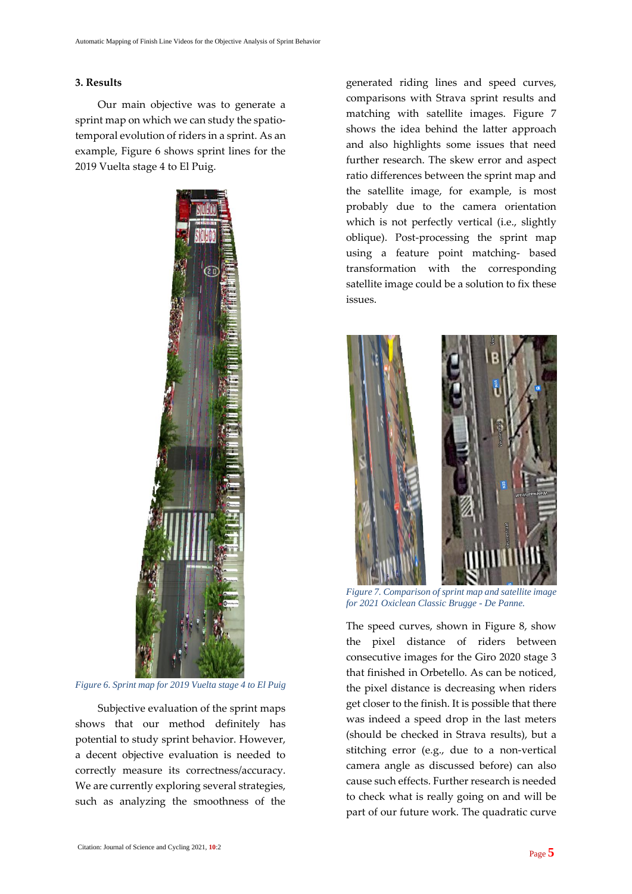## 3. Results

Our main objective was to generate a sprint map on which we can study the spatio-temporal evolution of riders in a sprint. As an example, Figure 6 shows sprint lines for the 2019 Vuelta stage 4 to El Puig.

*Figure 6. Sprint map for 2019 Vuelta stage 4 to El Puig*

Subjective evaluation of the sprint maps shows that our method definitely has potential to study sprint behavior. However, a decent objective evaluation is needed to correctly measure its correctness/accuracy. We are currently exploring several strategies, such as analyzing the smoothness of the generated riding lines and speed curves, comparisons with Strava sprint results and matching with satellite images. Figure 7 shows the idea behind the latter approach and also highlights some issues that need further research. The skew error and aspect ratio differences between the sprint map and the satellite image, for example, is most probably due to the camera orientation which is not perfectly vertical (i.e., slightly oblique). Post-processing the sprint map using a feature point matching- based transformation with the corresponding satellite image could be a solution to fix these issues.

*Figure 7. Comparison of sprint map and satellite image for 2021 Oxiclean Classic Brugge - De Panne.*

The speed curves, shown in Figure 8, show the pixel distance of riders between consecutive images for the Giro 2020 stage 3 that finished in Orbetello. As can be noticed, the pixel distance is decreasing when riders get closer to the finish. It is possible that there was indeed a speed drop in the last meters (should be checked in Strava results), but a stitching error (e.g., due to a non-vertical camera angle as discussed before) can also cause such effects. Further research is needed to check what is really going on and will be part of our future work. The quadratic curve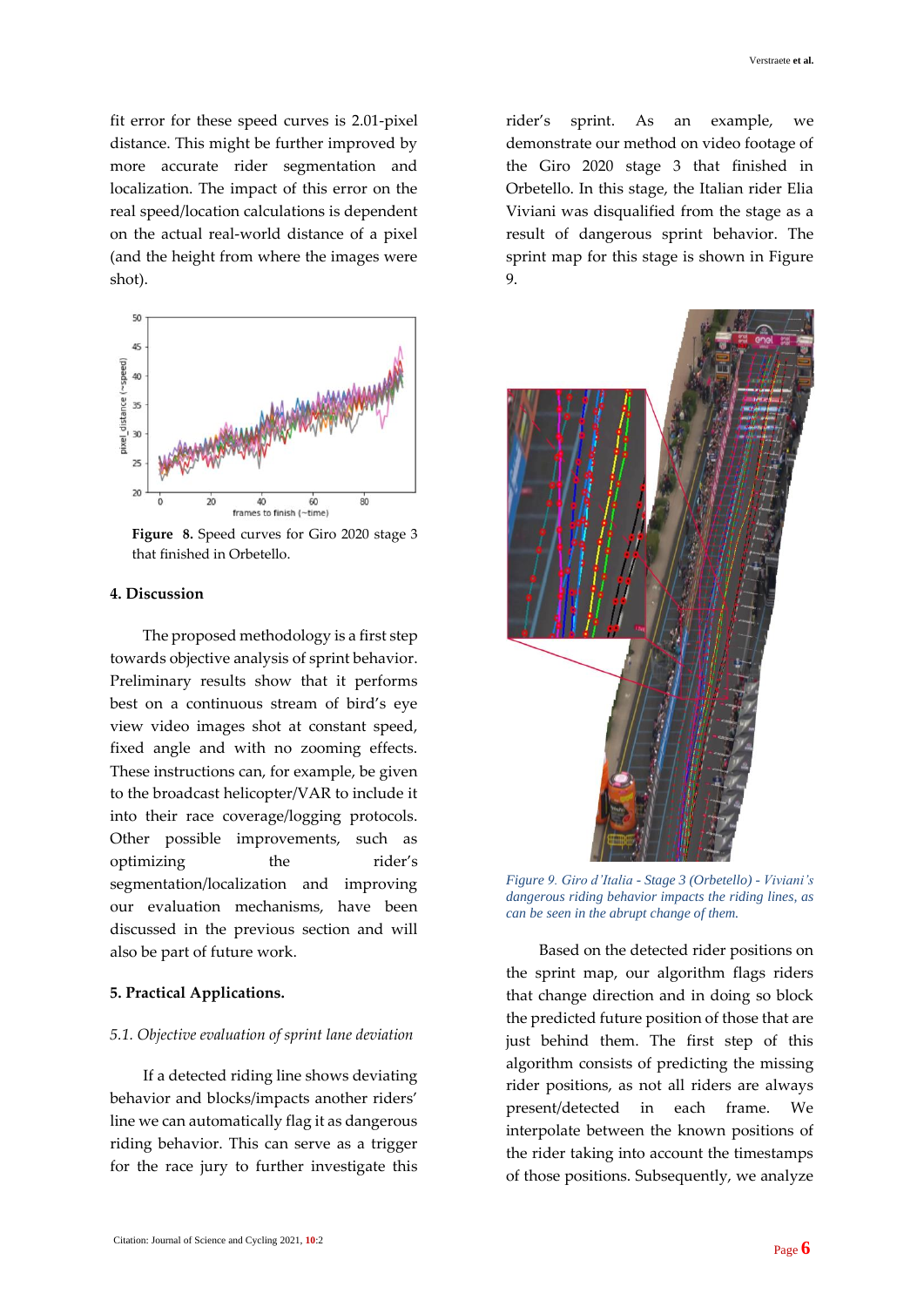fit error for these speed curves is 2.01-pixel distance. This might be further improved by more accurate rider segmentation and localization. The impact of this error on the real speed/location calculations is dependent on the actual real-world distance of a pixel (and the height from where the images were shot).

**Figure 8.** Speed curves for Giro 2020 stage 3 that finished in Orbetello.

## 4. Discussion

The proposed methodology is a first step towards objective analysis of sprint behavior. Preliminary results show that it performs best on a continuous stream of bird's eye view video images shot at constant speed, fixed angle and with no zooming effects. These instructions can, for example, be given to the broadcast helicopter/VAR to include it into their race coverage/logging protocols. Other possible improvements, such as optimizing the rider's segmentation/localization and improving our evaluation mechanisms, have been discussed in the previous section and will also be part of future work.

## 5. Practical Applications.

### *5.1. Objective evaluation of sprint lane deviation*

If a detected riding line shows deviating behavior and blocks/impacts another riders' line we can automatically flag it as dangerous riding behavior. This can serve as a trigger for the race jury to further investigate this rider's sprint. As an example, we demonstrate our method on video footage of the Giro 2020 stage 3 that finished in Orbetello. In this stage, the Italian rider Elia Viviani was disqualified from the stage as a result of dangerous sprint behavior. The sprint map for this stage is shown in Figure 9.

*Figure 9. Giro d'Italia - Stage 3 (Orbetello) - Viviani's dangerous riding behavior impacts the riding lines, as can be seen in the abrupt change of them.*

Based on the detected rider positions on the sprint map, our algorithm flags riders that change direction and in doing so block the predicted future position of those that are just behind them. The first step of this algorithm consists of predicting the missing rider positions, as not all riders are always present/detected in each frame. We interpolate between the known positions of the rider taking into account the timestamps of those positions. Subsequently, we analyze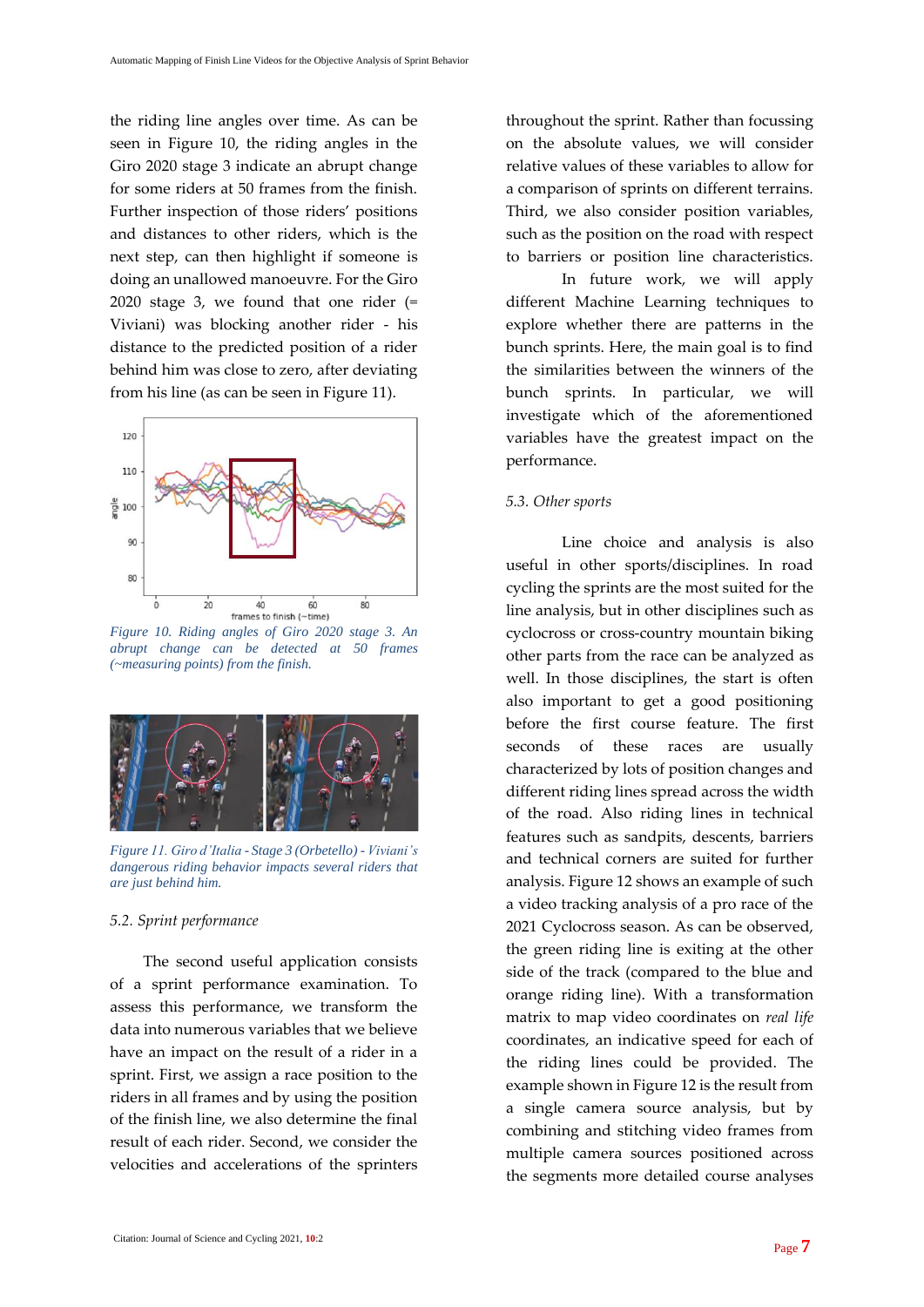the riding line angles over time. As can be seen in Figure 10, the riding angles in the Giro 2020 stage 3 indicate an abrupt change for some riders at 50 frames from the finish. Further inspection of those riders' positions and distances to other riders, which is the next step, can then highlight if someone is doing an unallowed manoeuvre. For the Giro 2020 stage 3, we found that one rider (= Viviani) was blocking another rider - his distance to the predicted position of a rider behind him was close to zero, after deviating from his line (as can be seen in Figure 11).

*Figure 10. Riding angles of Giro 2020 stage 3. An abrupt change can be detected at 50 frames (~measuring points) from the finish.*

*Figure 11. Giro d'Italia - Stage 3 (Orbetello) - Viviani's dangerous riding behavior impacts several riders that are just behind him.*

### 5.2. Sprint performance

The second useful application consists of a sprint performance examination. To assess this performance, we transform the data into numerous variables that we believe have an impact on the result of a rider in a sprint. First, we assign a race position to the riders in all frames and by using the position of the finish line, we also determine the final result of each rider. Second, we consider the velocities and accelerations of the sprinters throughout the sprint. Rather than focussing on the absolute values, we will consider relative values of these variables to allow for a comparison of sprints on different terrains. Third, we also consider position variables, such as the position on the road with respect to barriers or position line characteristics.

In future work, we will apply different Machine Learning techniques to explore whether there are patterns in bunch sprints. Here, the main goal is to find the similarities between the winners of the bunch sprints. In particular, we will investigate which of the aforementioned variables have the greatest impact on the performance.

### 5.3. Other sports

Line choice and analysis is also useful in other sports/disciplines. In road cycling the sprints are the most suited for the line analysis, but in other disciplines such as cyclocross or cross-country mountain biking other parts from the race can be analyzed as well. In those disciplines, the start is often also important to get a good positioning before the first course feature. The first seconds of these races are usually characterized by lots of position changes and different riding lines spread across the width of the road. Also riding lines in technical features such as sandpits, descents, barriers and technical corners are suited for further analysis. Figure 12 shows an example of such a video tracking analysis of a pro race of the 2021 Cyclocross season. As can be observed, the green riding line is exiting at the other side of the track (compared to the blue and orange riding line). With a transformation matrix to map video coordinates on *real life* coordinates, an indicative speed for each of the riding lines could be provided. The example shown in Figure 12 is the result from a single camera source analysis, but by combining and stitching video frames from multiple camera sources positioned across the segments more detailed course analyses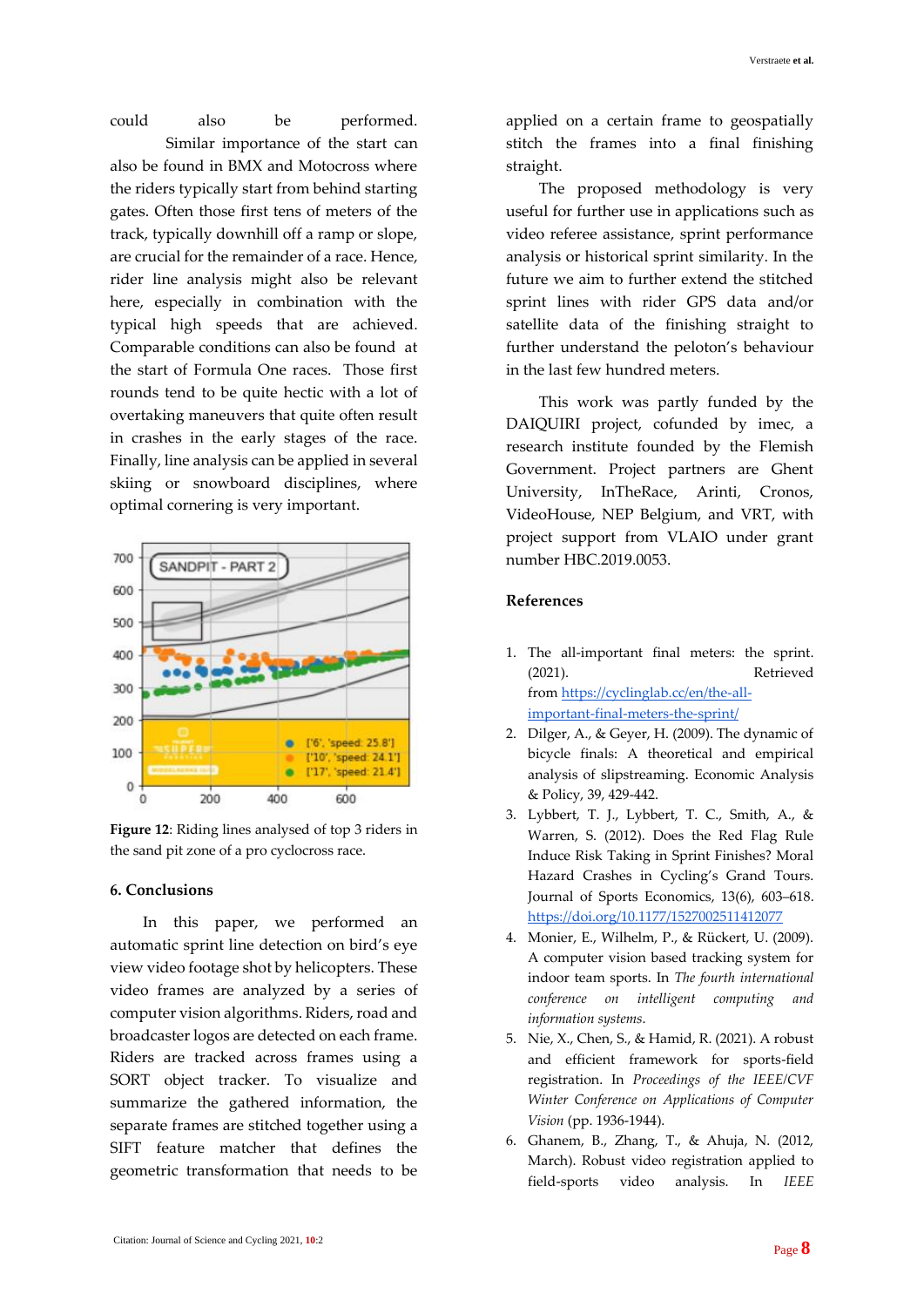could also be performed. Similar importance of the start can also be found in BMX and Motocross where the riders typically start from behind starting gates. Often those first tens of meters of the track, typically downhill off a ramp or slope, are crucial for the remainder of a race. Hence, rider line analysis might also be relevant here, especially in combination with the typical high speeds that are achieved. Comparable conditions can also be found at the start of Formula One races. Those first rounds tend to be quite hectic with a lot of overtaking maneuvers that quite often result in crashes in the early stages of the race. Finally, line analysis can be applied in several skiing or snowboard disciplines, where optimal cornering is very important.

**Figure 12**: Riding lines analysed of top 3 riders in the sand pit zone of a pro cyclocross race.

### 6. Conclusions

In this paper, we performed an automatic sprint line detection on bird's eye view video footage shot by helicopters. These video frames are analyzed by a series of computer vision algorithms. Riders, road and broadcaster logos are detected on each frame. Riders are tracked across frames using a SORT object tracker. To visualize and summarize the gathered information, the separate frames are stitched together using a SIFT feature matcher that defines the geometric transformation that needs to be applied on a certain frame to geospatially stitch the frames into a final finishing straight.

The proposed methodology is very useful for further use in applications such as video referee assistance, sprint performance analysis or historical sprint similarity. In the future we aim to further extend the stitched sprint lines with rider GPS data and/or satellite data of the finishing straight to further understand the peloton's behaviour in the last few hundred meters.

This work was partly funded by the DAIQUIRI project, cofunded by imec, a research institute founded by the Flemish Government. Project partners are Ghent University, InTheRace, Arinti, Cronos, VideoHouse, NEP Belgium, and VRT, with project support from VLAIO under grant number HBC.2019.0053.

### References

1. The all-important final meters: the sprint. (2021). Retrieved from https://cyclinglab.cc/en/the-all-important-final-meters-the-sprint/
2. Dilger, A., & Geyer, H. (2009). The dynamic of bicycle finals: A theoretical and empirical analysis of slipstreaming. Economic Analysis & Policy, 39, 429-442.
3. Lybbert, T. J., Lybbert, T. C., Smith, A., & Warren, S. (2012). Does the Red Flag Rule Induce Risk Taking in Sprint Finishes? Moral Hazard Crashes in Cycling's Grand Tours. Journal of Sports Economics, 13(6), 603–618. https://doi.org/10.1177/1527002511412077
4. Monier, E., Wilhelm, P., & Rückert, U. (2009). A computer vision based tracking system for indoor team sports. In *The fourth international conference on intelligent computing and information systems*.
5. Nie, X., Chen, S., & Hamid, R. (2021). A robust and efficient framework for sports-field registration. In *Proceedings of the IEEE/CVF Winter Conference on Applications of Computer Vision* (pp. 1936-1944).
6. Ghanem, B., Zhang, T., & Ahuja, N. (2012, March). Robust video registration applied to field-sports video analysis. In *IEEE*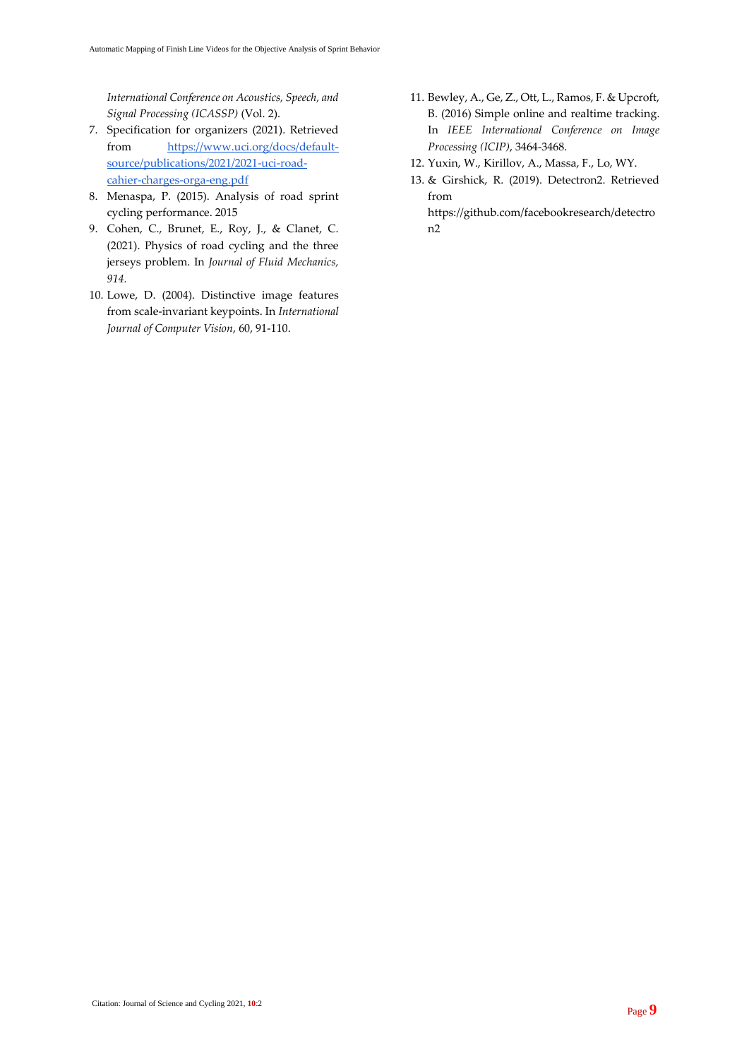*International Conference on Acoustics, Speech, and Signal Processing (ICASSP)* (Vol. 2).

7. Specification for organizers (2021). Retrieved from https://www.uci.org/docs/default-source/publications/2021/2021-uci-road-cahier-charges-orga-eng.pdf
8. Menaspa, P. (2015). Analysis of road sprint cycling performance. 2015
9. Cohen, C., Brunet, E., Roy, J., & Clanet, C. (2021). Physics of road cycling and the three jerseys problem. In *Journal of Fluid Mechanics, 914.*
10. Lowe, D. (2004). Distinctive image features from scale-invariant keypoints. In *International Journal of Computer Vision*, 60, 91-110.
11. Bewley, A., Ge, Z., Ott, L., Ramos, F. & Upcroft, B. (2016) Simple online and realtime tracking. In *IEEE International Conference on Image Processing (ICIP)*, 3464-3468.
12. Yuxin, W., Kirillov, A., Massa, F., Lo, WY.
13. & Girshick, R. (2019). Detectron2. Retrieved from https://github.com/facebookresearch/detectron2